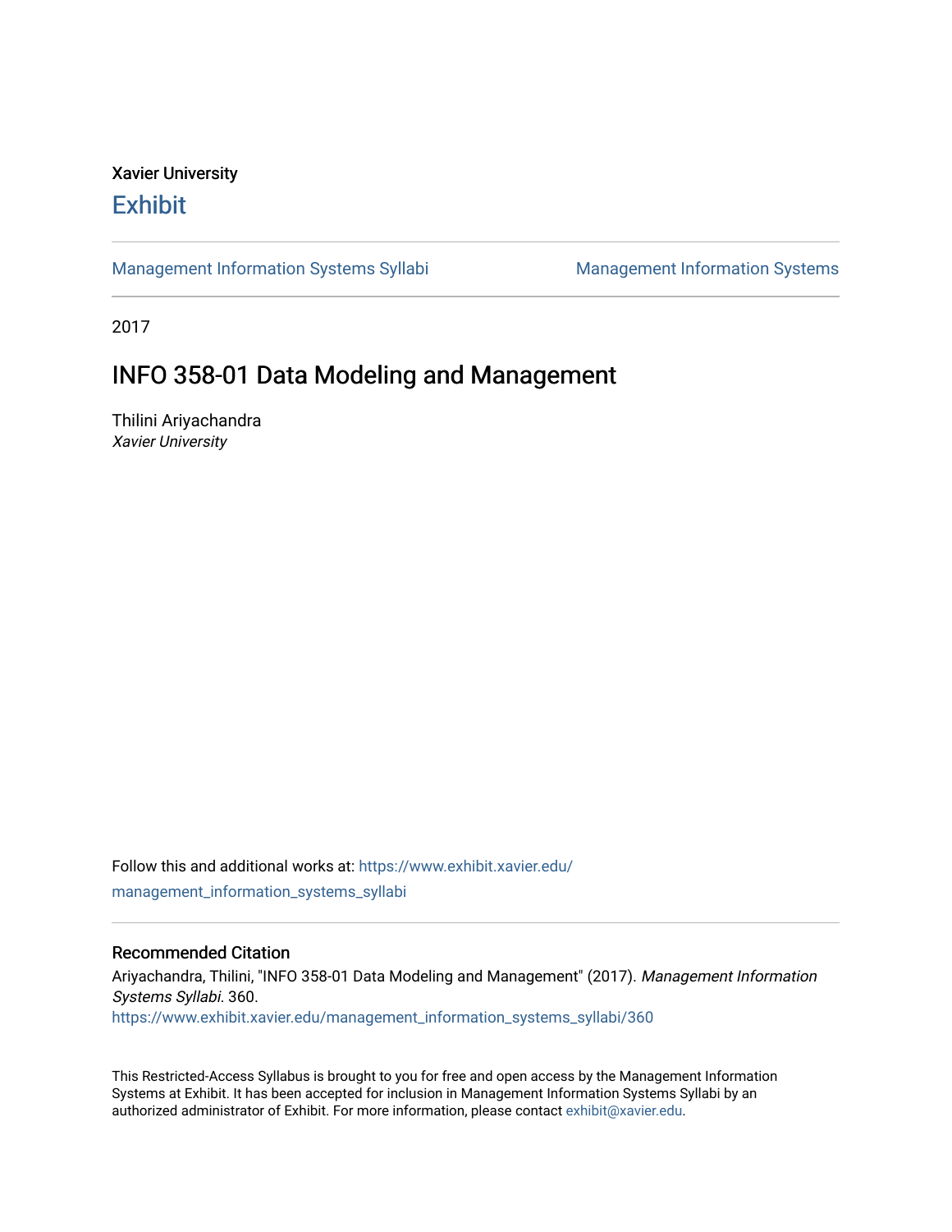Xavier University

# Exhibit

Management Information Systems Syllabi | Management Information Systems

2017

## INFO 358-01 Data Modeling and Management

Thilini Ariyachandra
*Xavier University*

Follow this and additional works at: https://www.exhibit.xavier.edu/management_information_systems_syllabi

### Recommended Citation

Ariyachandra, Thilini, "INFO 358-01 Data Modeling and Management" (2017). *Management Information Systems Syllabi*. 360.
https://www.exhibit.xavier.edu/management_information_systems_syllabi/360

This Restricted-Access Syllabus is brought to you for free and open access by the Management Information Systems at Exhibit. It has been accepted for inclusion in Management Information Systems Syllabi by an authorized administrator of Exhibit. For more information, please contact exhibit@xavier.edu.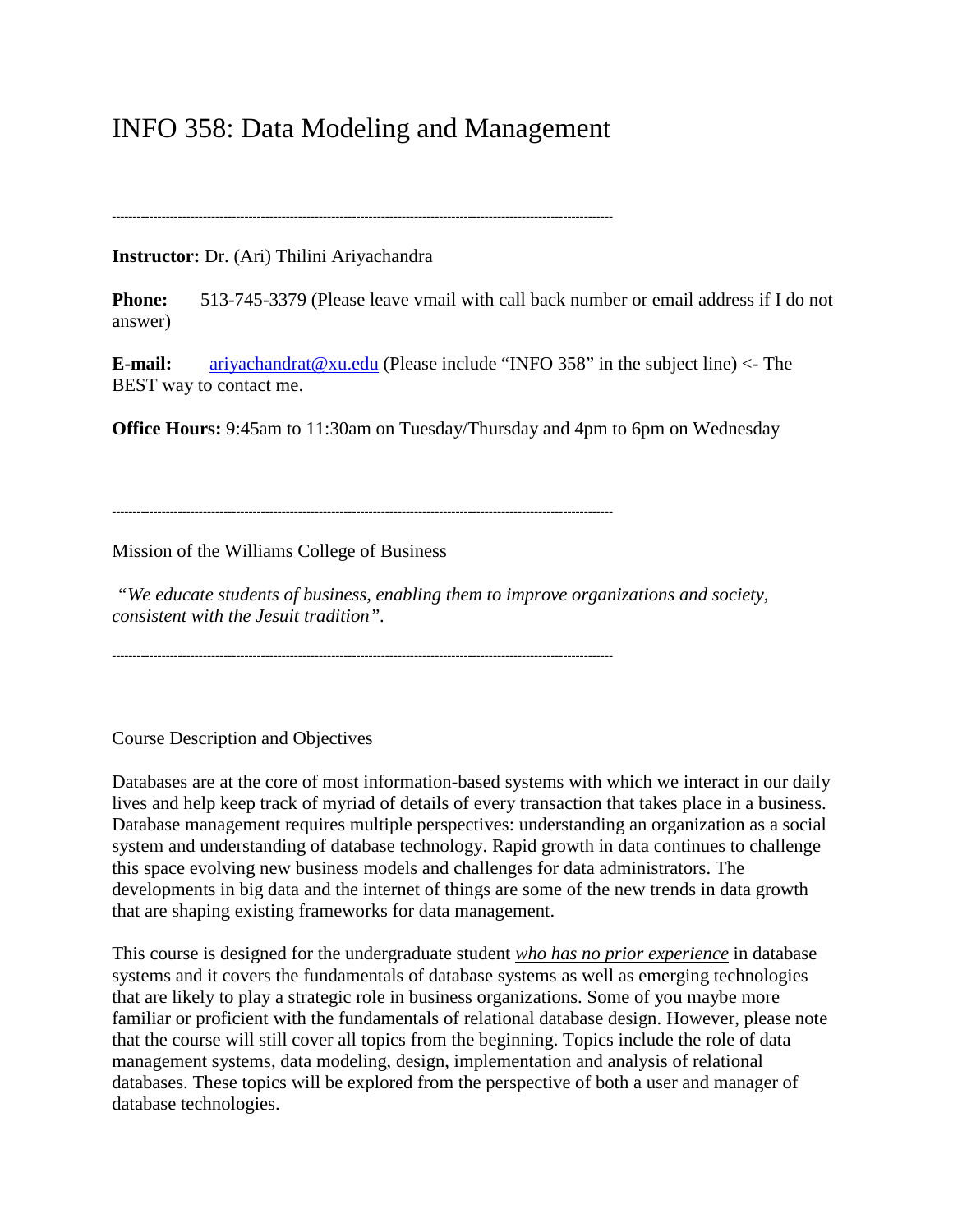# INFO 358: Data Modeling and Management

---

**Instructor:** Dr. (Ari) Thilini Ariyachandra

**Phone:** 513-745-3379 (Please leave vmail with call back number or email address if I do not answer)

**E-mail:** ariyachandrat@xu.edu (Please include "INFO 358" in the subject line) <- The BEST way to contact me.

**Office Hours:** 9:45am to 11:30am on Tuesday/Thursday and 4pm to 6pm on Wednesday

---

Mission of the Williams College of Business

*"We educate students of business, enabling them to improve organizations and society, consistent with the Jesuit tradition".*

---

<u>Course Description and Objectives</u>

Databases are at the core of most information-based systems with which we interact in our daily lives and help keep track of myriad of details of every transaction that takes place in a business. Database management requires multiple perspectives: understanding an organization as a social system and understanding of database technology. Rapid growth in data continues to challenge this space evolving new business models and challenges for data administrators. The developments in big data and the internet of things are some of the new trends in data growth that are shaping existing frameworks for data management.

This course is designed for the undergraduate student ***<u>who has no prior experience</u>*** in database systems and it covers the fundamentals of database systems as well as emerging technologies that are likely to play a strategic role in business organizations. Some of you maybe more familiar or proficient with the fundamentals of relational database design. However, please note that the course will still cover all topics from the beginning. Topics include the role of data management systems, data modeling, design, implementation and analysis of relational databases. These topics will be explored from the perspective of both a user and manager of database technologies.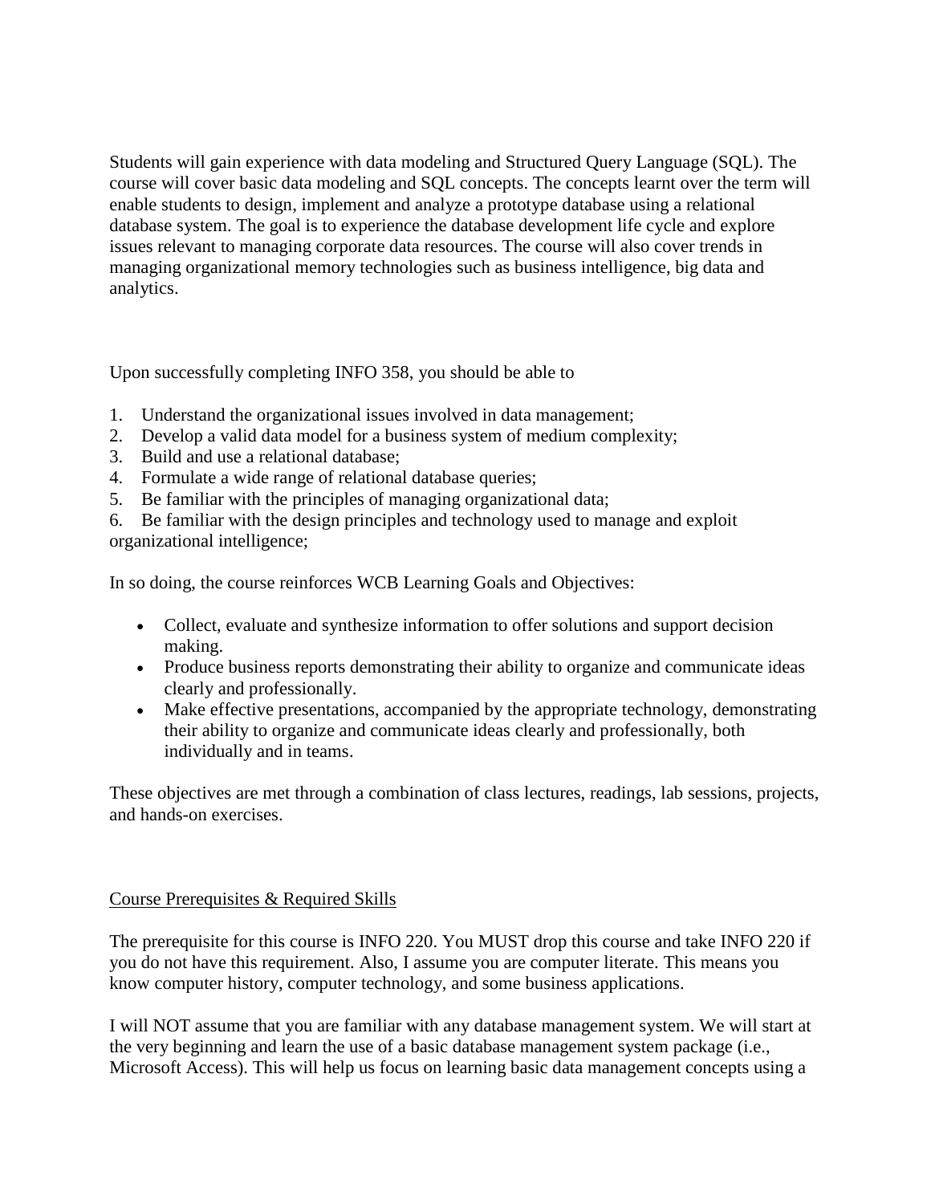Students will gain experience with data modeling and Structured Query Language (SQL). The course will cover basic data modeling and SQL concepts. The concepts learnt over the term will enable students to design, implement and analyze a prototype database using a relational database system. The goal is to experience the database development life cycle and explore issues relevant to managing corporate data resources. The course will also cover trends in managing organizational memory technologies such as business intelligence, big data and analytics.

Upon successfully completing INFO 358, you should be able to

1. Understand the organizational issues involved in data management;
2. Develop a valid data model for a business system of medium complexity;
3. Build and use a relational database;
4. Formulate a wide range of relational database queries;
5. Be familiar with the principles of managing organizational data;
6. Be familiar with the design principles and technology used to manage and exploit organizational intelligence;

In so doing, the course reinforces WCB Learning Goals and Objectives:

- Collect, evaluate and synthesize information to offer solutions and support decision making.
- Produce business reports demonstrating their ability to organize and communicate ideas clearly and professionally.
- Make effective presentations, accompanied by the appropriate technology, demonstrating their ability to organize and communicate ideas clearly and professionally, both individually and in teams.

These objectives are met through a combination of class lectures, readings, lab sessions, projects, and hands-on exercises.

## Course Prerequisites & Required Skills

The prerequisite for this course is INFO 220. You MUST drop this course and take INFO 220 if you do not have this requirement. Also, I assume you are computer literate. This means you know computer history, computer technology, and some business applications.

I will NOT assume that you are familiar with any database management system. We will start at the very beginning and learn the use of a basic database management system package (i.e., Microsoft Access). This will help us focus on learning basic data management concepts using a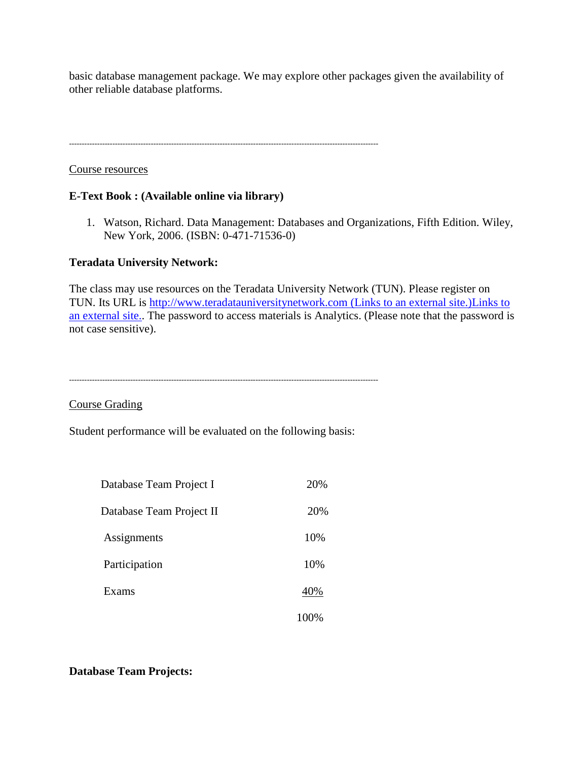basic database management package. We may explore other packages given the availability of other reliable database platforms.

---

Course resources

**E-Text Book : (Available online via library)**

1. Watson, Richard. Data Management: Databases and Organizations, Fifth Edition. Wiley, New York, 2006. (ISBN: 0-471-71536-0)

**Teradata University Network:**

The class may use resources on the Teradata University Network (TUN). Please register on TUN. Its URL is [http://www.teradatauniversitynetwork.com (Links to an external site.)Links to an external site.](http://www.teradatauniversitynetwork.com). The password to access materials is Analytics. (Please note that the password is not case sensitive).

---

Course Grading

Student performance will be evaluated on the following basis:

| | |
|---|---|
| Database Team Project I | 20% |
| Database Team Project II | 20% |
| Assignments | 10% |
| Participation | 10% |
| Exams | 40% |
| | 100% |

**Database Team Projects:**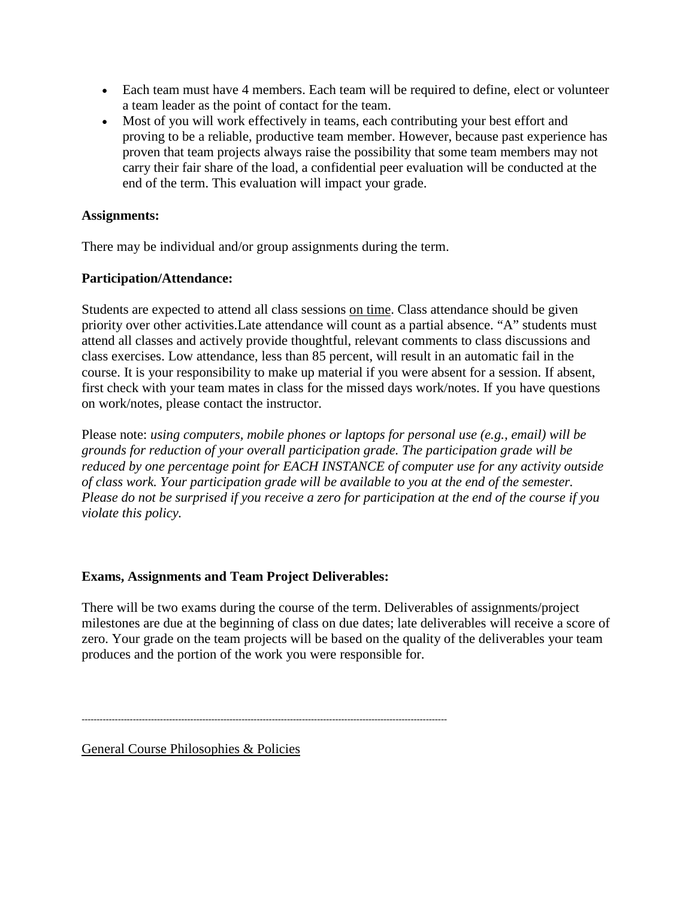- Each team must have 4 members. Each team will be required to define, elect or volunteer a team leader as the point of contact for the team.
- Most of you will work effectively in teams, each contributing your best effort and proving to be a reliable, productive team member. However, because past experience has proven that team projects always raise the possibility that some team members may not carry their fair share of the load, a confidential peer evaluation will be conducted at the end of the term. This evaluation will impact your grade.

**Assignments:**

There may be individual and/or group assignments during the term.

**Participation/Attendance:**

Students are expected to attend all class sessions <u>on time</u>. Class attendance should be given priority over other activities.Late attendance will count as a partial absence. "A" students must attend all classes and actively provide thoughtful, relevant comments to class discussions and class exercises. Low attendance, less than 85 percent, will result in an automatic fail in the course. It is your responsibility to make up material if you were absent for a session. If absent, first check with your team mates in class for the missed days work/notes. If you have questions on work/notes, please contact the instructor.

Please note: *using computers, mobile phones or laptops for personal use (e.g., email) will be grounds for reduction of your overall participation grade. The participation grade will be reduced by one percentage point for EACH INSTANCE of computer use for any activity outside of class work. Your participation grade will be available to you at the end of the semester. Please do not be surprised if you receive a zero for participation at the end of the course if you violate this policy.*

**Exams, Assignments and Team Project Deliverables:**

There will be two exams during the course of the term. Deliverables of assignments/project milestones are due at the beginning of class on due dates; late deliverables will receive a score of zero. Your grade on the team projects will be based on the quality of the deliverables your team produces and the portion of the work you were responsible for.

---

<u>General Course Philosophies & Policies</u>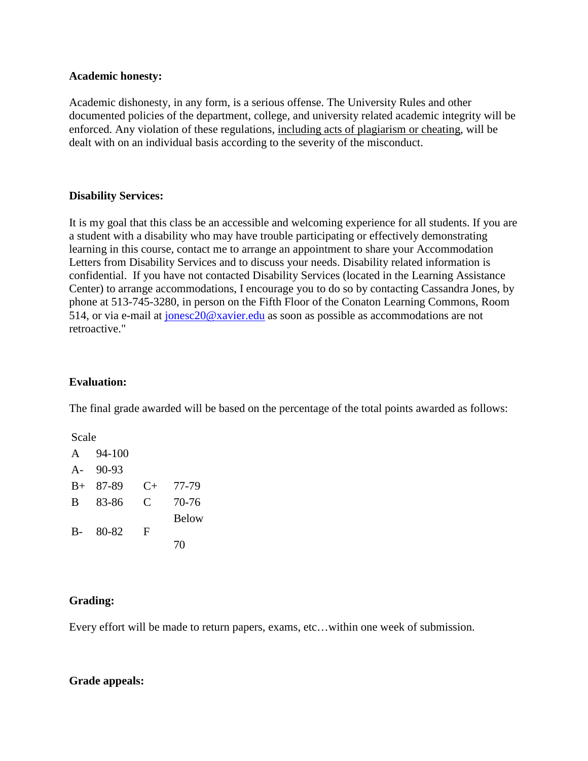**Academic honesty:**

Academic dishonesty, in any form, is a serious offense. The University Rules and other documented policies of the department, college, and university related academic integrity will be enforced. Any violation of these regulations, including acts of plagiarism or cheating, will be dealt with on an individual basis according to the severity of the misconduct.

**Disability Services:**

It is my goal that this class be an accessible and welcoming experience for all students. If you are a student with a disability who may have trouble participating or effectively demonstrating learning in this course, contact me to arrange an appointment to share your Accommodation Letters from Disability Services and to discuss your needs. Disability related information is confidential. If you have not contacted Disability Services (located in the Learning Assistance Center) to arrange accommodations, I encourage you to do so by contacting Cassandra Jones, by phone at 513-745-3280, in person on the Fifth Floor of the Conaton Learning Commons, Room 514, or via e-mail at jonesc20@xavier.edu as soon as possible as accommodations are not retroactive."

**Evaluation:**

The final grade awarded will be based on the percentage of the total points awarded as follows:

| Scale | | | |
|---|---|---|---|
| A | 94-100 | | |
| A- | 90-93 | | |
| B+ | 87-89 | C+ | 77-79 |
| B | 83-86 | C | 70-76 |
| B- | 80-82 | F | Below 70 |

**Grading:**

Every effort will be made to return papers, exams, etc…within one week of submission.

**Grade appeals:**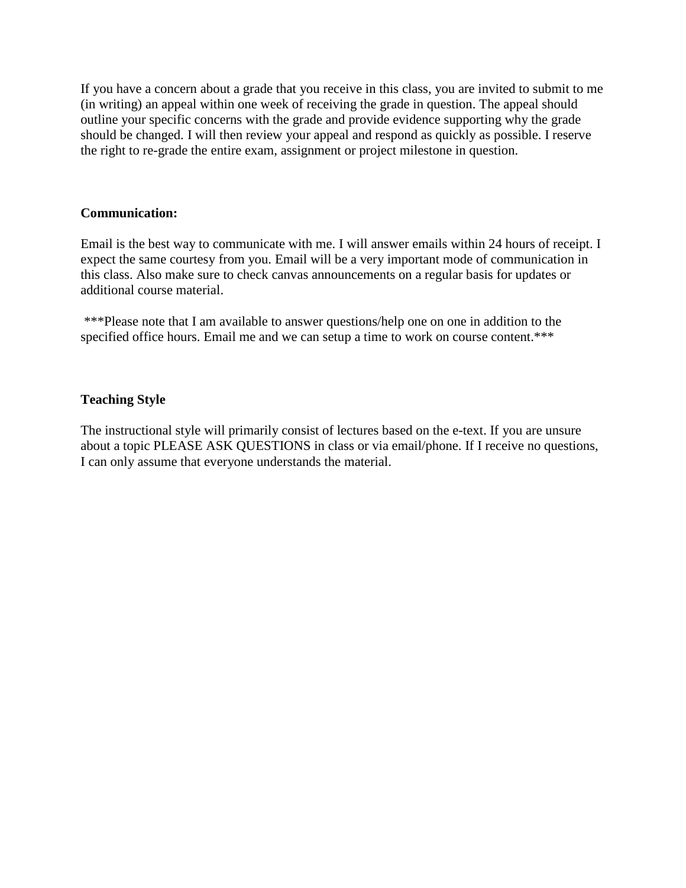If you have a concern about a grade that you receive in this class, you are invited to submit to me (in writing) an appeal within one week of receiving the grade in question. The appeal should outline your specific concerns with the grade and provide evidence supporting why the grade should be changed. I will then review your appeal and respond as quickly as possible. I reserve the right to re-grade the entire exam, assignment or project milestone in question.

**Communication:**

Email is the best way to communicate with me. I will answer emails within 24 hours of receipt. I expect the same courtesy from you. Email will be a very important mode of communication in this class. Also make sure to check canvas announcements on a regular basis for updates or additional course material.

***Please note that I am available to answer questions/help one on one in addition to the specified office hours. Email me and we can setup a time to work on course content.***

**Teaching Style**

The instructional style will primarily consist of lectures based on the e-text. If you are unsure about a topic PLEASE ASK QUESTIONS in class or via email/phone. If I receive no questions, I can only assume that everyone understands the material.